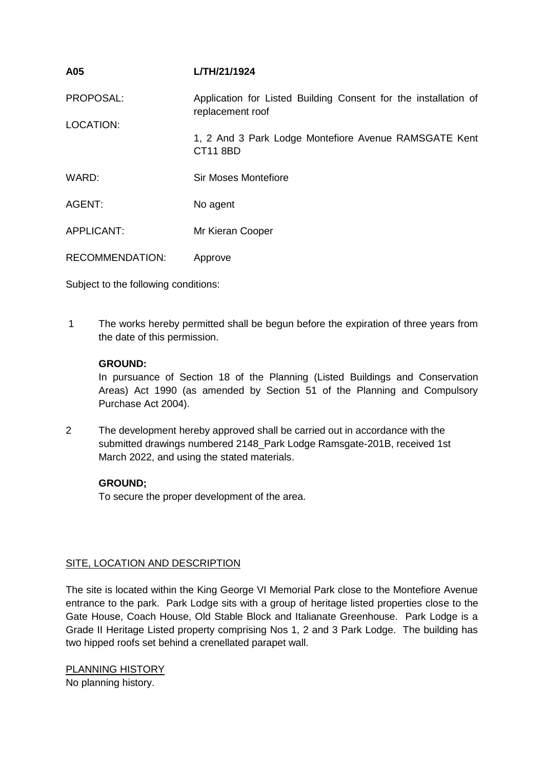**A05** **L/TH/21/1924**

PROPOSAL: Application for Listed Building Consent for the installation of replacement roof

LOCATION: 1, 2 And 3 Park Lodge Montefiore Avenue RAMSGATE Kent CT11 8BD

WARD: Sir Moses Montefiore

AGENT: No agent

APPLICANT: Mr Kieran Cooper

RECOMMENDATION: Approve

Subject to the following conditions:

1 The works hereby permitted shall be begun before the expiration of three years from the date of this permission.

   **GROUND:**
   In pursuance of Section 18 of the Planning (Listed Buildings and Conservation Areas) Act 1990 (as amended by Section 51 of the Planning and Compulsory Purchase Act 2004).

2 The development hereby approved shall be carried out in accordance with the submitted drawings numbered 2148_Park Lodge Ramsgate-201B, received 1st March 2022, and using the stated materials.

   **GROUND;**
   To secure the proper development of the area.

SITE, LOCATION AND DESCRIPTION

The site is located within the King George VI Memorial Park close to the Montefiore Avenue entrance to the park. Park Lodge sits with a group of heritage listed properties close to the Gate House, Coach House, Old Stable Block and Italianate Greenhouse. Park Lodge is a Grade II Heritage Listed property comprising Nos 1, 2 and 3 Park Lodge. The building has two hipped roofs set behind a crenellated parapet wall.

PLANNING HISTORY
No planning history.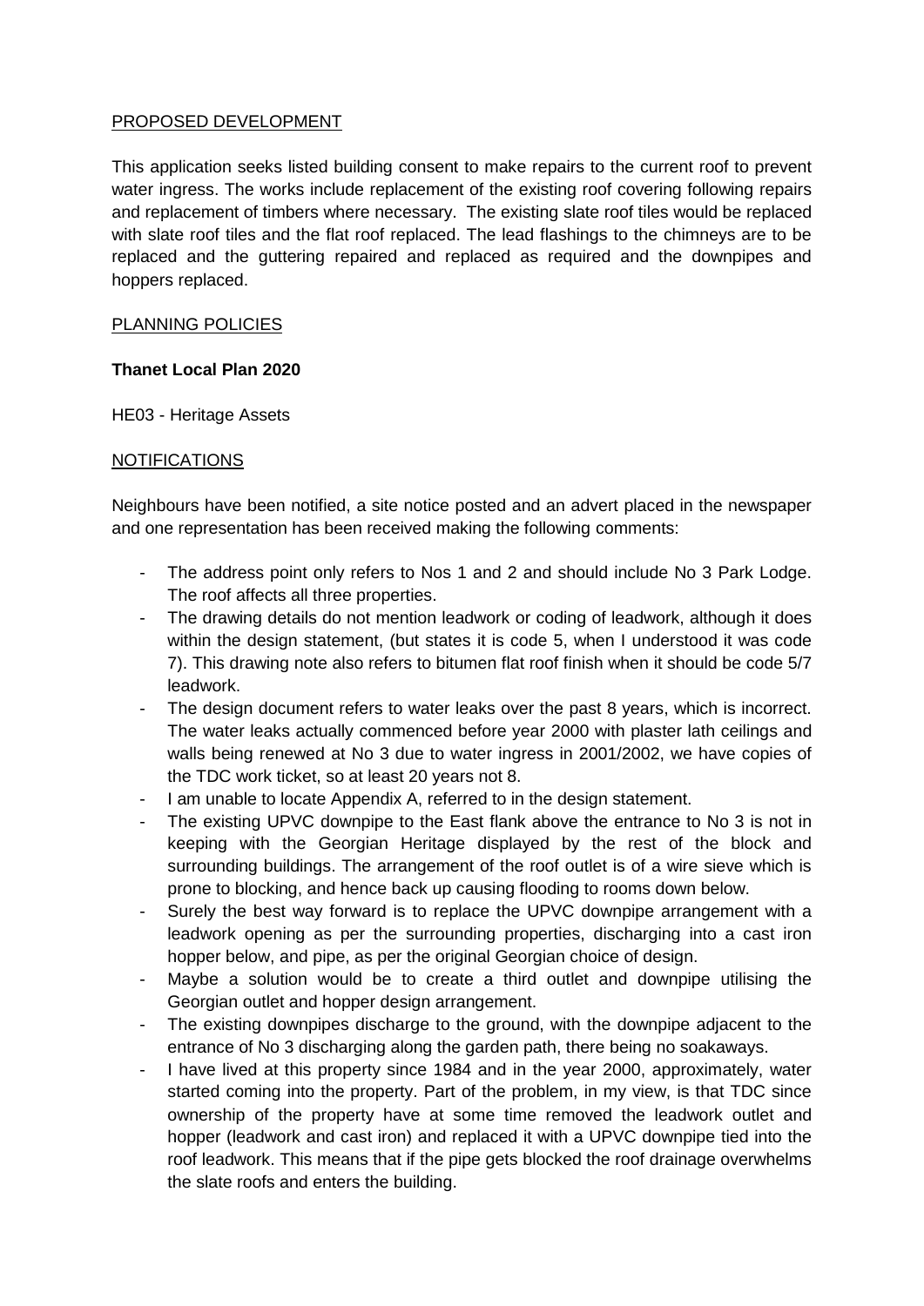## PROPOSED DEVELOPMENT

This application seeks listed building consent to make repairs to the current roof to prevent water ingress. The works include replacement of the existing roof covering following repairs and replacement of timbers where necessary. The existing slate roof tiles would be replaced with slate roof tiles and the flat roof replaced. The lead flashings to the chimneys are to be replaced and the guttering repaired and replaced as required and the downpipes and hoppers replaced.

## PLANNING POLICIES

**Thanet Local Plan 2020**

HE03 - Heritage Assets

## NOTIFICATIONS

Neighbours have been notified, a site notice posted and an advert placed in the newspaper and one representation has been received making the following comments:

- The address point only refers to Nos 1 and 2 and should include No 3 Park Lodge. The roof affects all three properties.
- The drawing details do not mention leadwork or coding of leadwork, although it does within the design statement, (but states it is code 5, when I understood it was code 7). This drawing note also refers to bitumen flat roof finish when it should be code 5/7 leadwork.
- The design document refers to water leaks over the past 8 years, which is incorrect. The water leaks actually commenced before year 2000 with plaster lath ceilings and walls being renewed at No 3 due to water ingress in 2001/2002, we have copies of the TDC work ticket, so at least 20 years not 8.
- I am unable to locate Appendix A, referred to in the design statement.
- The existing UPVC downpipe to the East flank above the entrance to No 3 is not in keeping with the Georgian Heritage displayed by the rest of the block and surrounding buildings. The arrangement of the roof outlet is of a wire sieve which is prone to blocking, and hence back up causing flooding to rooms down below.
- Surely the best way forward is to replace the UPVC downpipe arrangement with a leadwork opening as per the surrounding properties, discharging into a cast iron hopper below, and pipe, as per the original Georgian choice of design.
- Maybe a solution would be to create a third outlet and downpipe utilising the Georgian outlet and hopper design arrangement.
- The existing downpipes discharge to the ground, with the downpipe adjacent to the entrance of No 3 discharging along the garden path, there being no soakaways.
- I have lived at this property since 1984 and in the year 2000, approximately, water started coming into the property. Part of the problem, in my view, is that TDC since ownership of the property have at some time removed the leadwork outlet and hopper (leadwork and cast iron) and replaced it with a UPVC downpipe tied into the roof leadwork. This means that if the pipe gets blocked the roof drainage overwhelms the slate roofs and enters the building.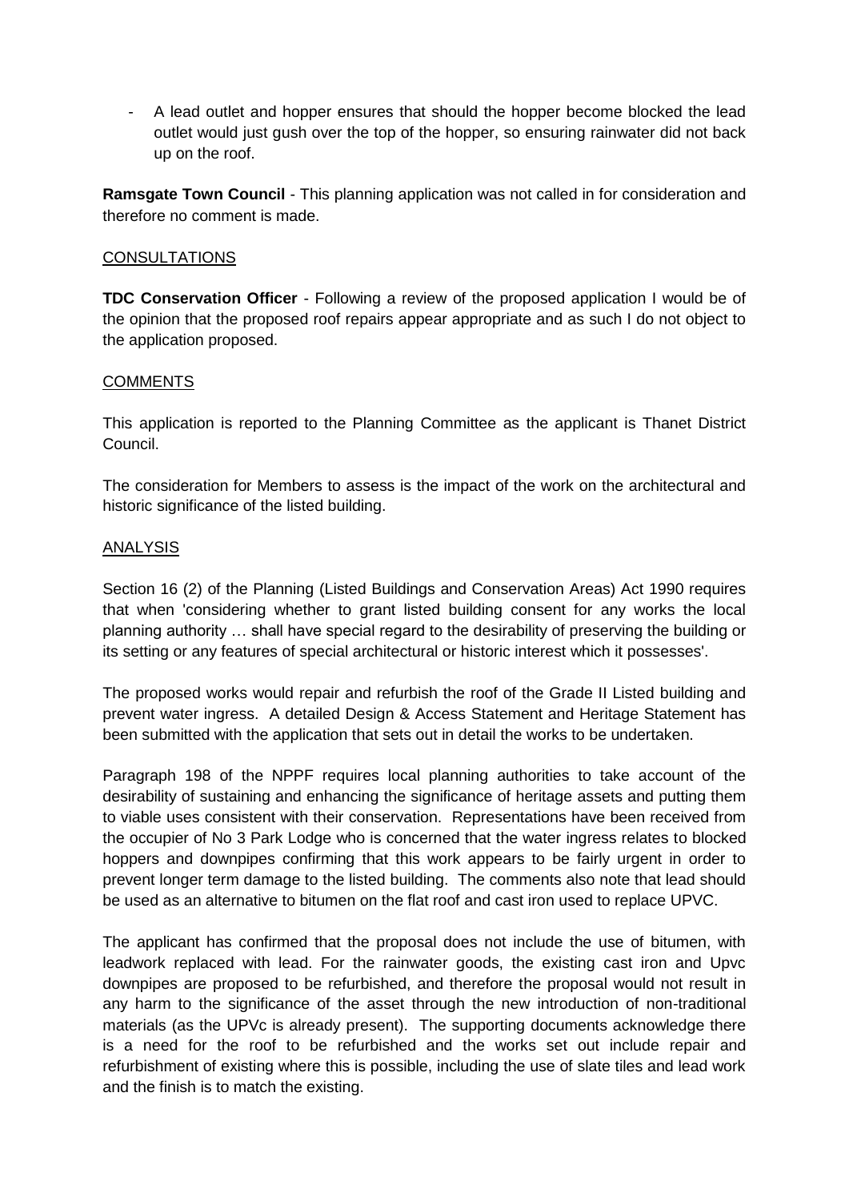- A lead outlet and hopper ensures that should the hopper become blocked the lead outlet would just gush over the top of the hopper, so ensuring rainwater did not back up on the roof.

**Ramsgate Town Council** - This planning application was not called in for consideration and therefore no comment is made.

## CONSULTATIONS

**TDC Conservation Officer** - Following a review of the proposed application I would be of the opinion that the proposed roof repairs appear appropriate and as such I do not object to the application proposed.

## COMMENTS

This application is reported to the Planning Committee as the applicant is Thanet District Council.

The consideration for Members to assess is the impact of the work on the architectural and historic significance of the listed building.

## ANALYSIS

Section 16 (2) of the Planning (Listed Buildings and Conservation Areas) Act 1990 requires that when 'considering whether to grant listed building consent for any works the local planning authority … shall have special regard to the desirability of preserving the building or its setting or any features of special architectural or historic interest which it possesses'.

The proposed works would repair and refurbish the roof of the Grade II Listed building and prevent water ingress. A detailed Design & Access Statement and Heritage Statement has been submitted with the application that sets out in detail the works to be undertaken.

Paragraph 198 of the NPPF requires local planning authorities to take account of the desirability of sustaining and enhancing the significance of heritage assets and putting them to viable uses consistent with their conservation. Representations have been received from the occupier of No 3 Park Lodge who is concerned that the water ingress relates to blocked hoppers and downpipes confirming that this work appears to be fairly urgent in order to prevent longer term damage to the listed building. The comments also note that lead should be used as an alternative to bitumen on the flat roof and cast iron used to replace UPVC.

The applicant has confirmed that the proposal does not include the use of bitumen, with leadwork replaced with lead. For the rainwater goods, the existing cast iron and Upvc downpipes are proposed to be refurbished, and therefore the proposal would not result in any harm to the significance of the asset through the new introduction of non-traditional materials (as the UPVc is already present). The supporting documents acknowledge there is a need for the roof to be refurbished and the works set out include repair and refurbishment of existing where this is possible, including the use of slate tiles and lead work and the finish is to match the existing.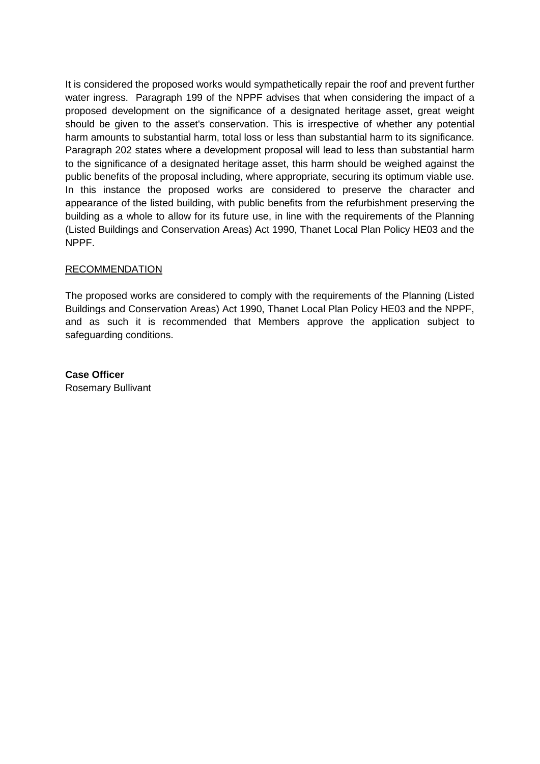It is considered the proposed works would sympathetically repair the roof and prevent further water ingress. Paragraph 199 of the NPPF advises that when considering the impact of a proposed development on the significance of a designated heritage asset, great weight should be given to the asset's conservation. This is irrespective of whether any potential harm amounts to substantial harm, total loss or less than substantial harm to its significance. Paragraph 202 states where a development proposal will lead to less than substantial harm to the significance of a designated heritage asset, this harm should be weighed against the public benefits of the proposal including, where appropriate, securing its optimum viable use. In this instance the proposed works are considered to preserve the character and appearance of the listed building, with public benefits from the refurbishment preserving the building as a whole to allow for its future use, in line with the requirements of the Planning (Listed Buildings and Conservation Areas) Act 1990, Thanet Local Plan Policy HE03 and the NPPF.

RECOMMENDATION

The proposed works are considered to comply with the requirements of the Planning (Listed Buildings and Conservation Areas) Act 1990, Thanet Local Plan Policy HE03 and the NPPF, and as such it is recommended that Members approve the application subject to safeguarding conditions.

**Case Officer**
Rosemary Bullivant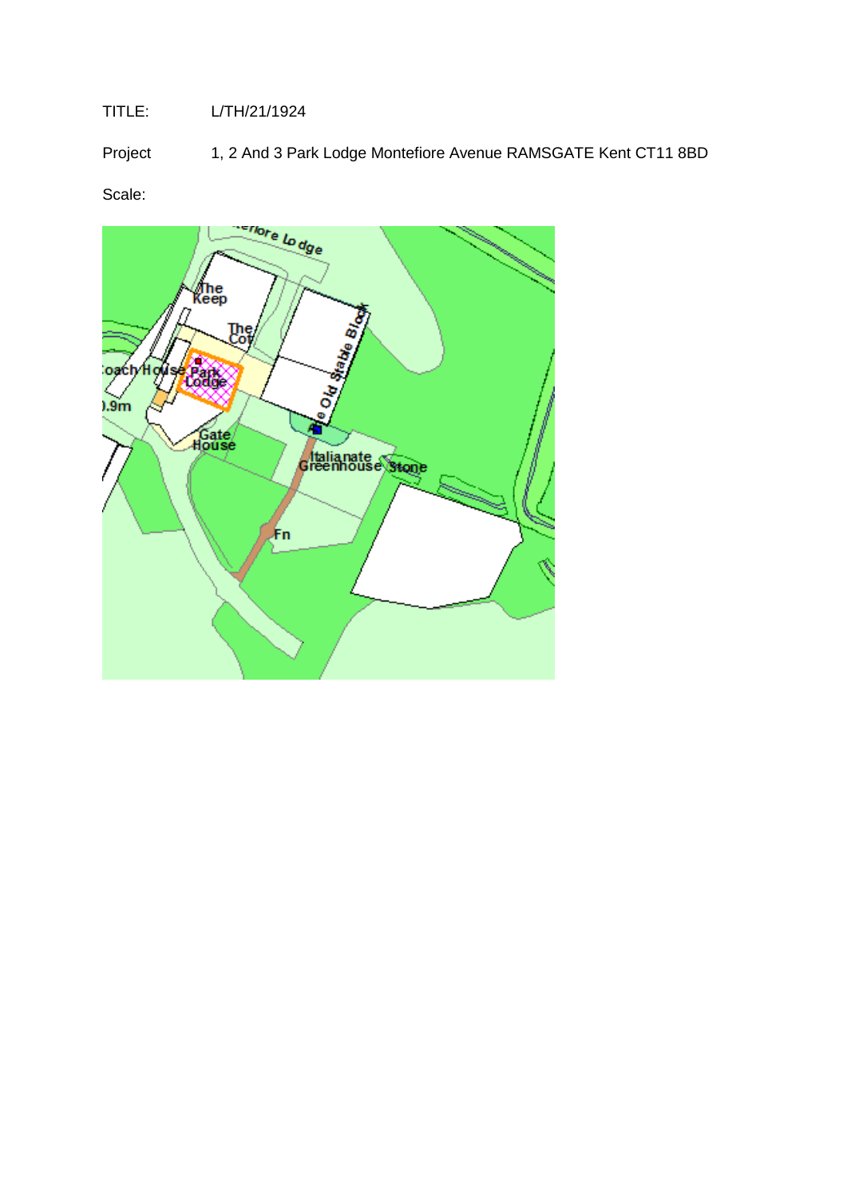TITLE: L/TH/21/1924

Project 1, 2 And 3 Park Lodge Montefiore Avenue RAMSGATE Kent CT11 8BD

Scale:

Montefiore Lodge

The Keep

The Cot

Coach House

Park Lodge

The Old Stable Block

0.9m

Gate House

Italianate Greenhouse

Stone

Fn